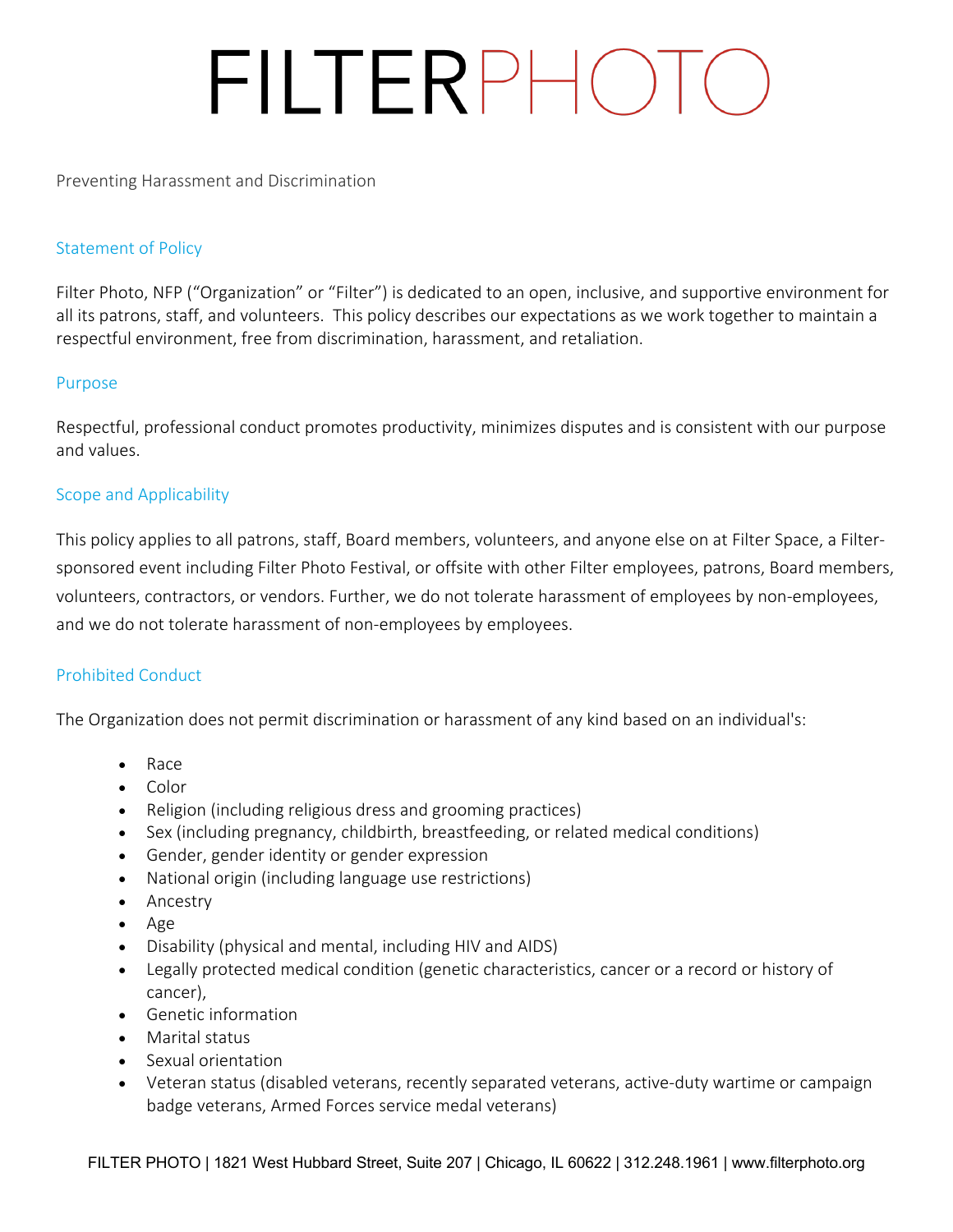# FILTERPHOTO

Preventing Harassment and Discrimination

## Statement of Policy

Filter Photo, NFP ("Organization" or "Filter") is dedicated to an open, inclusive, and supportive environment for all its patrons, staff, and volunteers. This policy describes our expectations as we work together to maintain a respectful environment, free from discrimination, harassment, and retaliation.

## Purpose

Respectful, professional conduct promotes productivity, minimizes disputes and is consistent with our purpose and values.

## Scope and Applicability

This policy applies to all patrons, staff, Board members, volunteers, and anyone else on at Filter Space, a Filter-sponsored event including Filter Photo Festival, or offsite with other Filter employees, patrons, Board members, volunteers, contractors, or vendors. Further, we do not tolerate harassment of employees by non-employees, and we do not tolerate harassment of non-employees by employees.

## Prohibited Conduct

The Organization does not permit discrimination or harassment of any kind based on an individual's:

- Race
- Color
- Religion (including religious dress and grooming practices)
- Sex (including pregnancy, childbirth, breastfeeding, or related medical conditions)
- Gender, gender identity or gender expression
- National origin (including language use restrictions)
- Ancestry
- Age
- Disability (physical and mental, including HIV and AIDS)
- Legally protected medical condition (genetic characteristics, cancer or a record or history of cancer),
- Genetic information
- Marital status
- Sexual orientation
- Veteran status (disabled veterans, recently separated veterans, active-duty wartime or campaign badge veterans, Armed Forces service medal veterans)

FILTER PHOTO | 1821 West Hubbard Street, Suite 207 | Chicago, IL 60622 | 312.248.1961 | www.filterphoto.org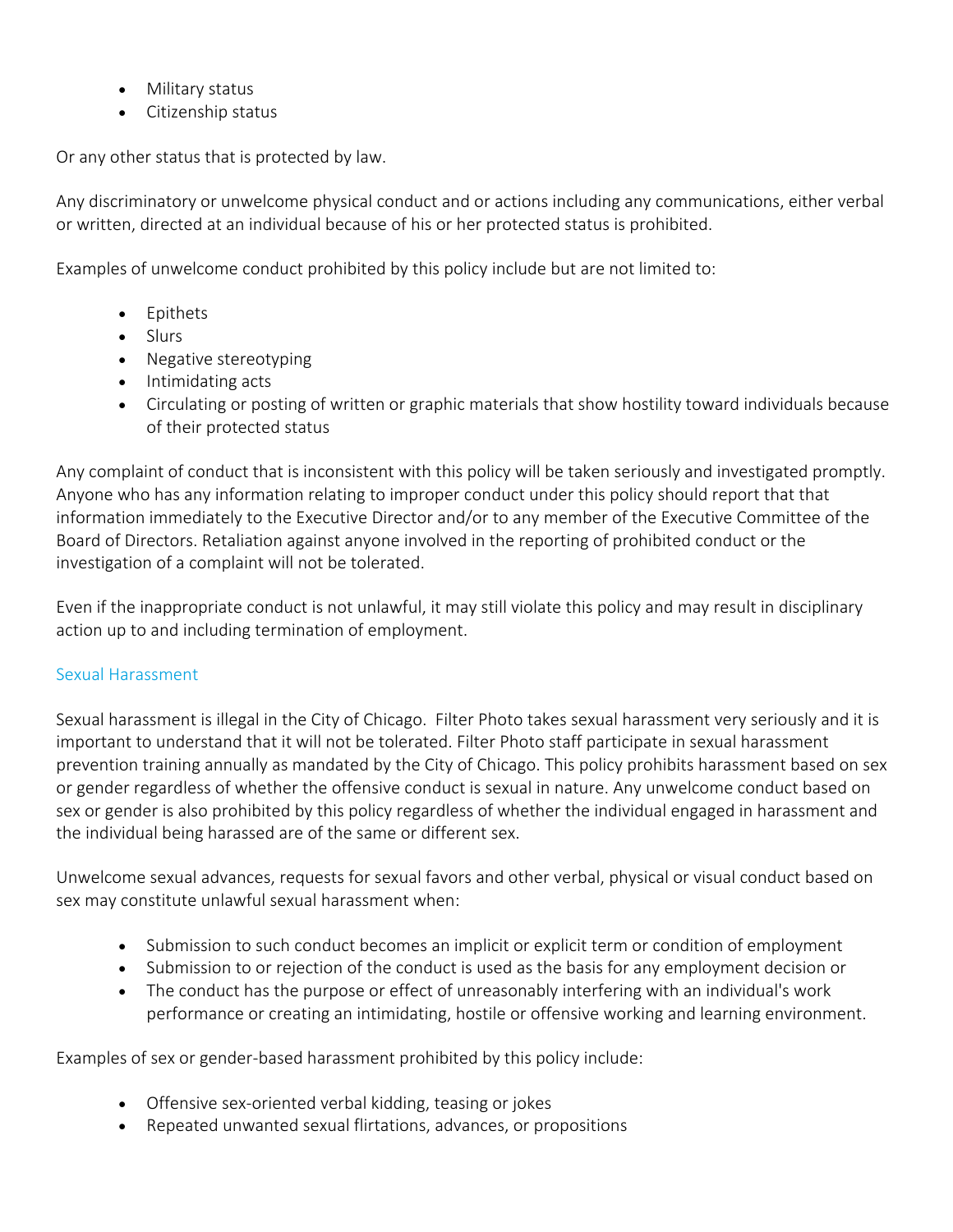- Military status
- Citizenship status

Or any other status that is protected by law.

Any discriminatory or unwelcome physical conduct and or actions including any communications, either verbal or written, directed at an individual because of his or her protected status is prohibited.

Examples of unwelcome conduct prohibited by this policy include but are not limited to:

- Epithets
- Slurs
- Negative stereotyping
- Intimidating acts
- Circulating or posting of written or graphic materials that show hostility toward individuals because of their protected status

Any complaint of conduct that is inconsistent with this policy will be taken seriously and investigated promptly. Anyone who has any information relating to improper conduct under this policy should report that that information immediately to the Executive Director and/or to any member of the Executive Committee of the Board of Directors. Retaliation against anyone involved in the reporting of prohibited conduct or the investigation of a complaint will not be tolerated.

Even if the inappropriate conduct is not unlawful, it may still violate this policy and may result in disciplinary action up to and including termination of employment.

## Sexual Harassment

Sexual harassment is illegal in the City of Chicago. Filter Photo takes sexual harassment very seriously and it is important to understand that it will not be tolerated. Filter Photo staff participate in sexual harassment prevention training annually as mandated by the City of Chicago. This policy prohibits harassment based on sex or gender regardless of whether the offensive conduct is sexual in nature. Any unwelcome conduct based on sex or gender is also prohibited by this policy regardless of whether the individual engaged in harassment and the individual being harassed are of the same or different sex.

Unwelcome sexual advances, requests for sexual favors and other verbal, physical or visual conduct based on sex may constitute unlawful sexual harassment when:

- Submission to such conduct becomes an implicit or explicit term or condition of employment
- Submission to or rejection of the conduct is used as the basis for any employment decision or
- The conduct has the purpose or effect of unreasonably interfering with an individual's work performance or creating an intimidating, hostile or offensive working and learning environment.

Examples of sex or gender-based harassment prohibited by this policy include:

- Offensive sex-oriented verbal kidding, teasing or jokes
- Repeated unwanted sexual flirtations, advances, or propositions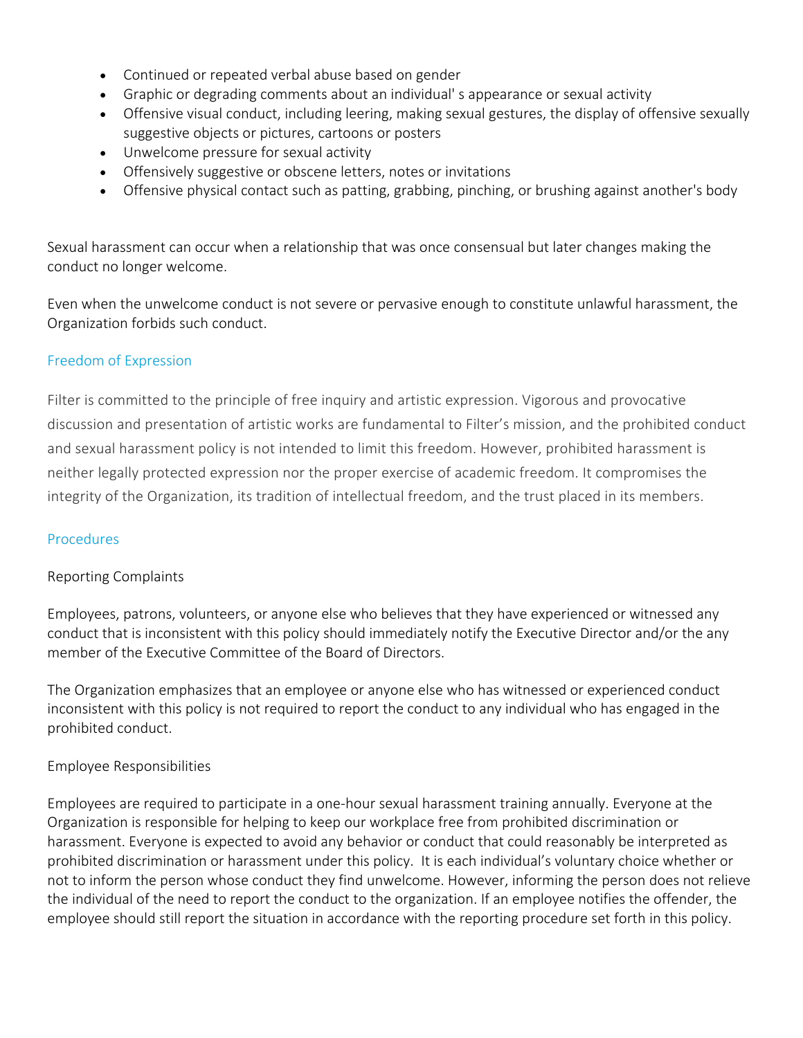- Continued or repeated verbal abuse based on gender
- Graphic or degrading comments about an individual' s appearance or sexual activity
- Offensive visual conduct, including leering, making sexual gestures, the display of offensive sexually suggestive objects or pictures, cartoons or posters
- Unwelcome pressure for sexual activity
- Offensively suggestive or obscene letters, notes or invitations
- Offensive physical contact such as patting, grabbing, pinching, or brushing against another's body

Sexual harassment can occur when a relationship that was once consensual but later changes making the conduct no longer welcome.

Even when the unwelcome conduct is not severe or pervasive enough to constitute unlawful harassment, the Organization forbids such conduct.

## Freedom of Expression

Filter is committed to the principle of free inquiry and artistic expression. Vigorous and provocative discussion and presentation of artistic works are fundamental to Filter's mission, and the prohibited conduct and sexual harassment policy is not intended to limit this freedom. However, prohibited harassment is neither legally protected expression nor the proper exercise of academic freedom. It compromises the integrity of the Organization, its tradition of intellectual freedom, and the trust placed in its members.

## Procedures

### Reporting Complaints

Employees, patrons, volunteers, or anyone else who believes that they have experienced or witnessed any conduct that is inconsistent with this policy should immediately notify the Executive Director and/or the any member of the Executive Committee of the Board of Directors.

The Organization emphasizes that an employee or anyone else who has witnessed or experienced conduct inconsistent with this policy is not required to report the conduct to any individual who has engaged in the prohibited conduct.

### Employee Responsibilities

Employees are required to participate in a one-hour sexual harassment training annually. Everyone at the Organization is responsible for helping to keep our workplace free from prohibited discrimination or harassment. Everyone is expected to avoid any behavior or conduct that could reasonably be interpreted as prohibited discrimination or harassment under this policy. It is each individual's voluntary choice whether or not to inform the person whose conduct they find unwelcome. However, informing the person does not relieve the individual of the need to report the conduct to the organization. If an employee notifies the offender, the employee should still report the situation in accordance with the reporting procedure set forth in this policy.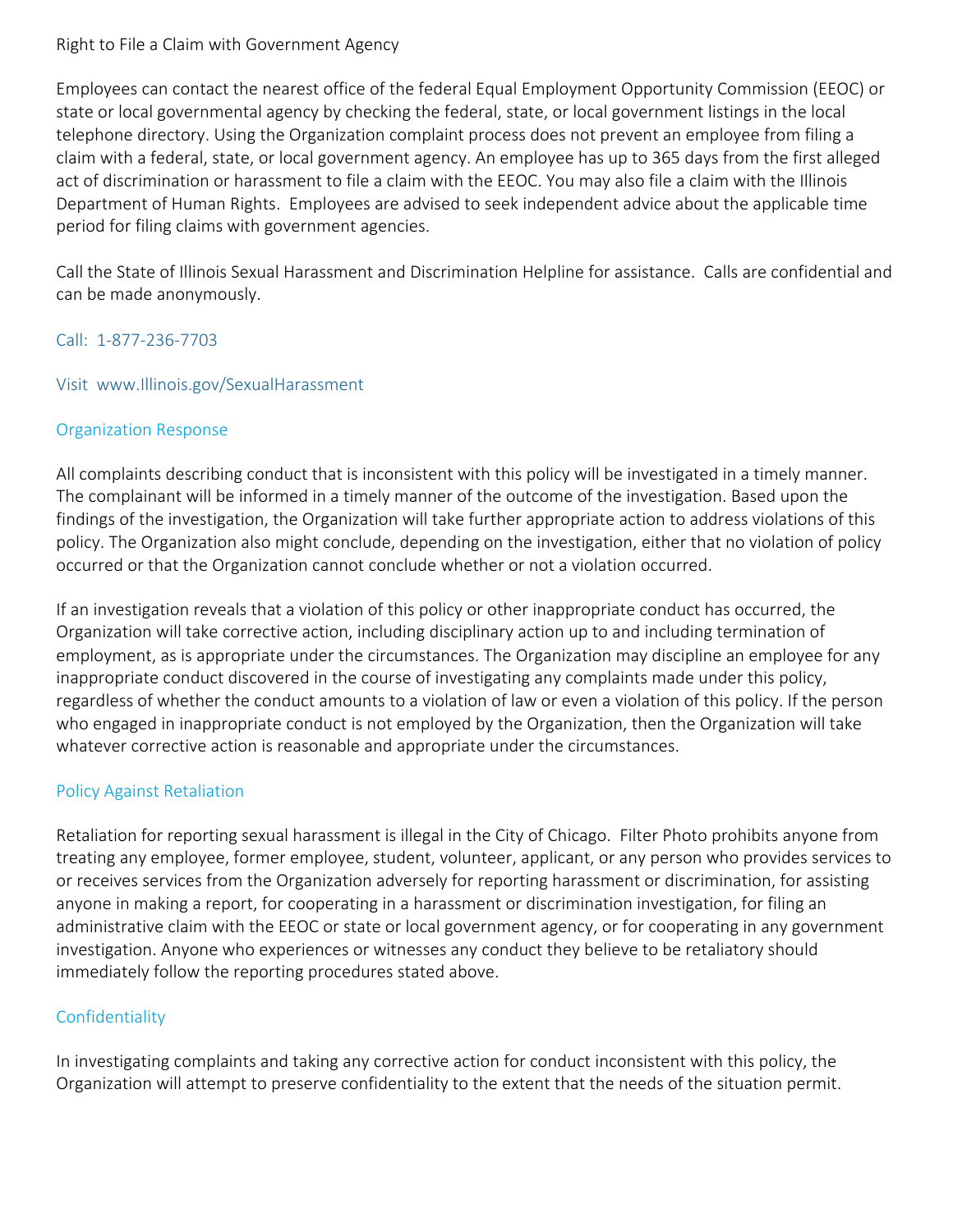Right to File a Claim with Government Agency

Employees can contact the nearest office of the federal Equal Employment Opportunity Commission (EEOC) or state or local governmental agency by checking the federal, state, or local government listings in the local telephone directory. Using the Organization complaint process does not prevent an employee from filing a claim with a federal, state, or local government agency. An employee has up to 365 days from the first alleged act of discrimination or harassment to file a claim with the EEOC. You may also file a claim with the Illinois Department of Human Rights. Employees are advised to seek independent advice about the applicable time period for filing claims with government agencies.

Call the State of Illinois Sexual Harassment and Discrimination Helpline for assistance. Calls are confidential and can be made anonymously.

Call: 1-877-236-7703

Visit www.Illinois.gov/SexualHarassment

## Organization Response

All complaints describing conduct that is inconsistent with this policy will be investigated in a timely manner. The complainant will be informed in a timely manner of the outcome of the investigation. Based upon the findings of the investigation, the Organization will take further appropriate action to address violations of this policy. The Organization also might conclude, depending on the investigation, either that no violation of policy occurred or that the Organization cannot conclude whether or not a violation occurred.

If an investigation reveals that a violation of this policy or other inappropriate conduct has occurred, the Organization will take corrective action, including disciplinary action up to and including termination of employment, as is appropriate under the circumstances. The Organization may discipline an employee for any inappropriate conduct discovered in the course of investigating any complaints made under this policy, regardless of whether the conduct amounts to a violation of law or even a violation of this policy. If the person who engaged in inappropriate conduct is not employed by the Organization, then the Organization will take whatever corrective action is reasonable and appropriate under the circumstances.

## Policy Against Retaliation

Retaliation for reporting sexual harassment is illegal in the City of Chicago. Filter Photo prohibits anyone from treating any employee, former employee, student, volunteer, applicant, or any person who provides services to or receives services from the Organization adversely for reporting harassment or discrimination, for assisting anyone in making a report, for cooperating in a harassment or discrimination investigation, for filing an administrative claim with the EEOC or state or local government agency, or for cooperating in any government investigation. Anyone who experiences or witnesses any conduct they believe to be retaliatory should immediately follow the reporting procedures stated above.

## Confidentiality

In investigating complaints and taking any corrective action for conduct inconsistent with this policy, the Organization will attempt to preserve confidentiality to the extent that the needs of the situation permit.